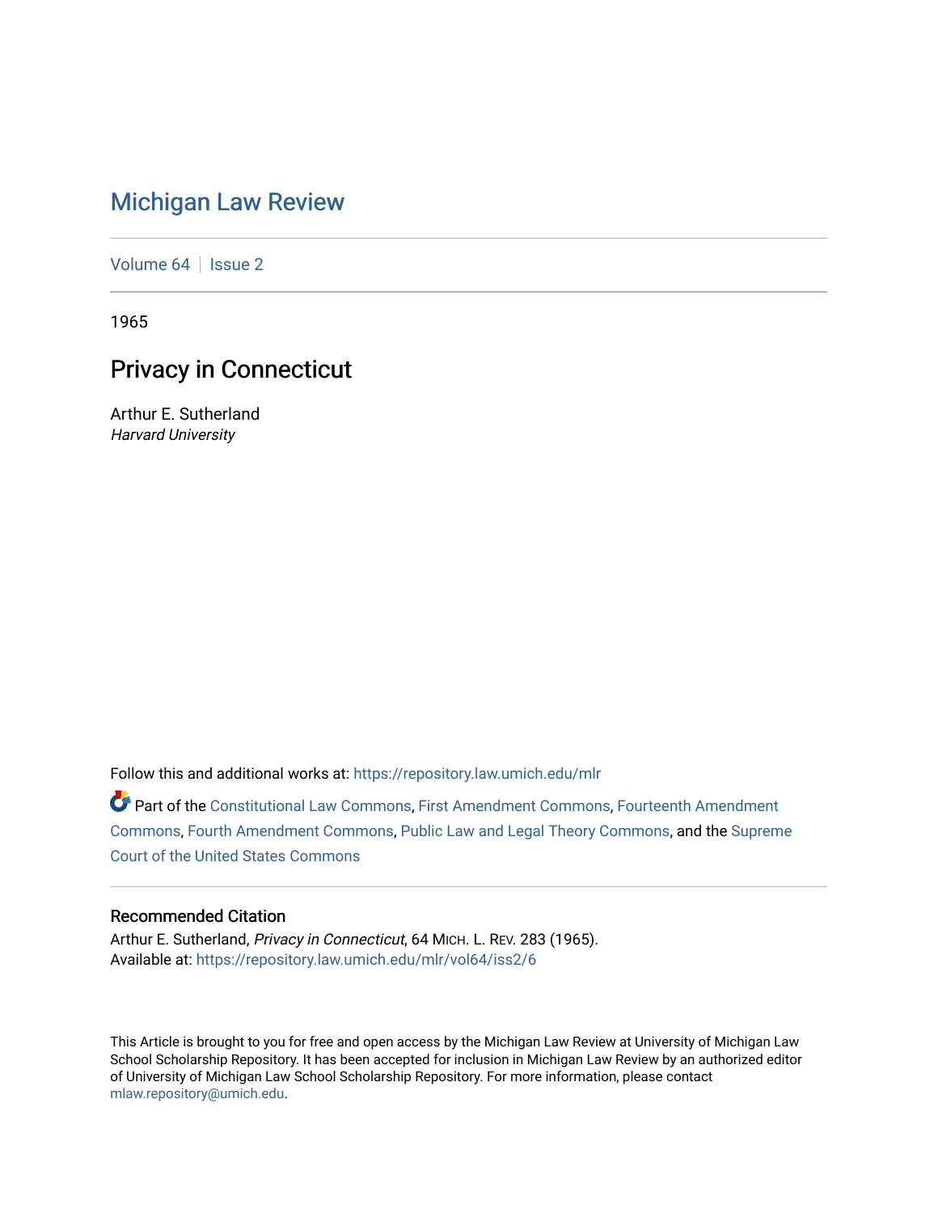# Michigan Law Review

Volume 64 | Issue 2

1965

## Privacy in Connecticut

Arthur E. Sutherland
*Harvard University*

Follow this and additional works at: https://repository.law.umich.edu/mlr

Part of the Constitutional Law Commons, First Amendment Commons, Fourteenth Amendment Commons, Fourth Amendment Commons, Public Law and Legal Theory Commons, and the Supreme Court of the United States Commons

### Recommended Citation

Arthur E. Sutherland, *Privacy in Connecticut*, 64 MICH. L. REV. 283 (1965).
Available at: https://repository.law.umich.edu/mlr/vol64/iss2/6

This Article is brought to you for free and open access by the Michigan Law Review at University of Michigan Law School Scholarship Repository. It has been accepted for inclusion in Michigan Law Review by an authorized editor of University of Michigan Law School Scholarship Repository. For more information, please contact mlaw.repository@umich.edu.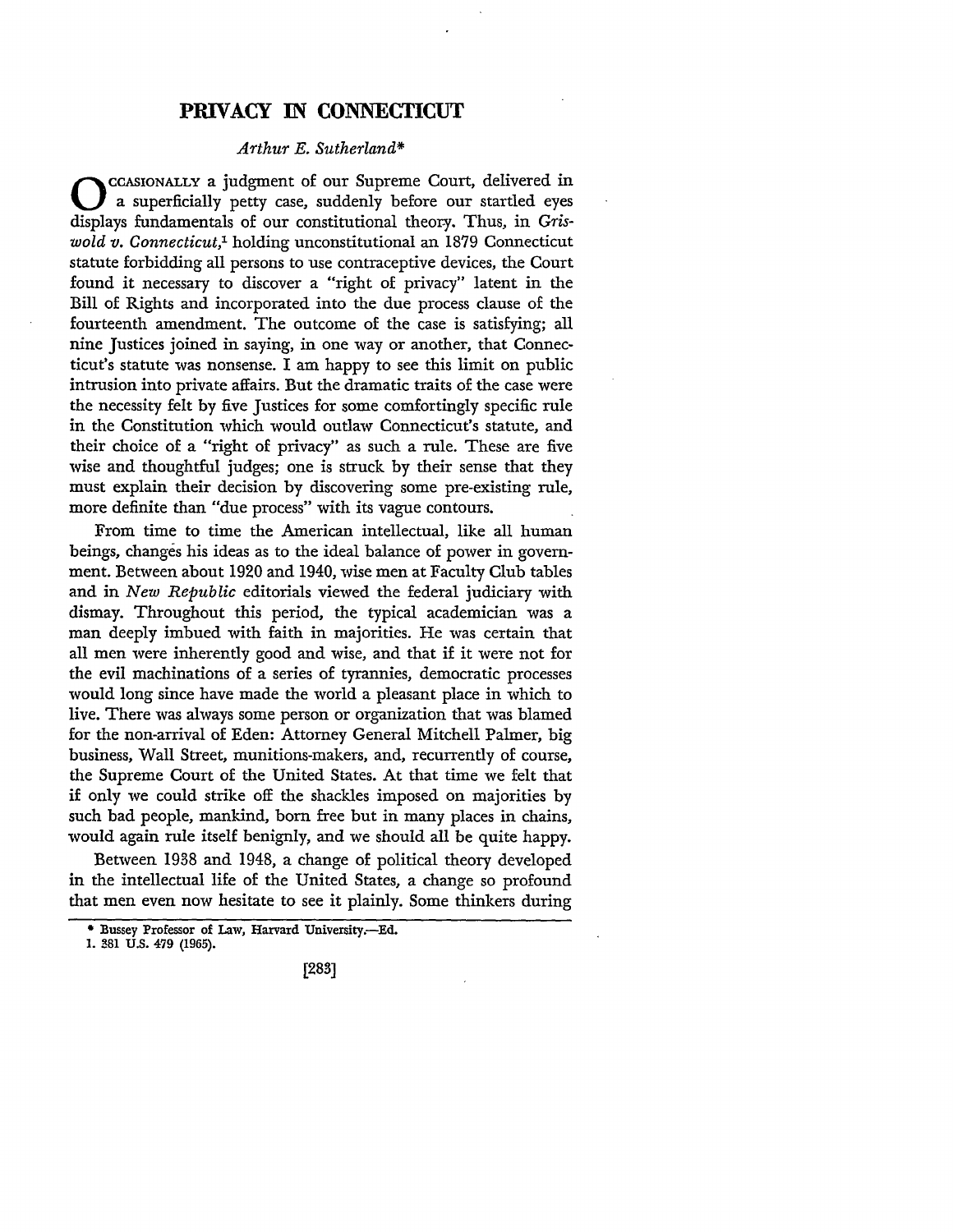# PRIVACY IN CONNECTICUT

*Arthur E. Sutherland**

OCCASIONALLY a judgment of our Supreme Court, delivered in a superficially petty case, suddenly before our startled eyes displays fundamentals of our constitutional theory. Thus, in *Griswold v. Connecticut*,[1] holding unconstitutional an 1879 Connecticut statute forbidding all persons to use contraceptive devices, the Court found it necessary to discover a "right of privacy" latent in the Bill of Rights and incorporated into the due process clause of the fourteenth amendment. The outcome of the case is satisfying; all nine Justices joined in saying, in one way or another, that Connecticut's statute was nonsense. I am happy to see this limit on public intrusion into private affairs. But the dramatic traits of the case were the necessity felt by five Justices for some comfortingly specific rule in the Constitution which would outlaw Connecticut's statute, and their choice of a "right of privacy" as such a rule. These are five wise and thoughtful judges; one is struck by their sense that they must explain their decision by discovering some pre-existing rule, more definite than "due process" with its vague contours.

From time to time the American intellectual, like all human beings, changes his ideas as to the ideal balance of power in government. Between about 1920 and 1940, wise men at Faculty Club tables and in *New Republic* editorials viewed the federal judiciary with dismay. Throughout this period, the typical academician was a man deeply imbued with faith in majorities. He was certain that all men were inherently good and wise, and that if it were not for the evil machinations of a series of tyrannies, democratic processes would long since have made the world a pleasant place in which to live. There was always some person or organization that was blamed for the non-arrival of Eden: Attorney General Mitchell Palmer, big business, Wall Street, munitions-makers, and, recurrently of course, the Supreme Court of the United States. At that time we felt that if only we could strike off the shackles imposed on majorities by such bad people, mankind, born free but in many places in chains, would again rule itself benignly, and we should all be quite happy.

Between 1938 and 1948, a change of political theory developed in the intellectual life of the United States, a change so profound that men even now hesitate to see it plainly. Some thinkers during

---

\* Bussey Professor of Law, Harvard University.—Ed.

1. 381 U.S. 479 (1965).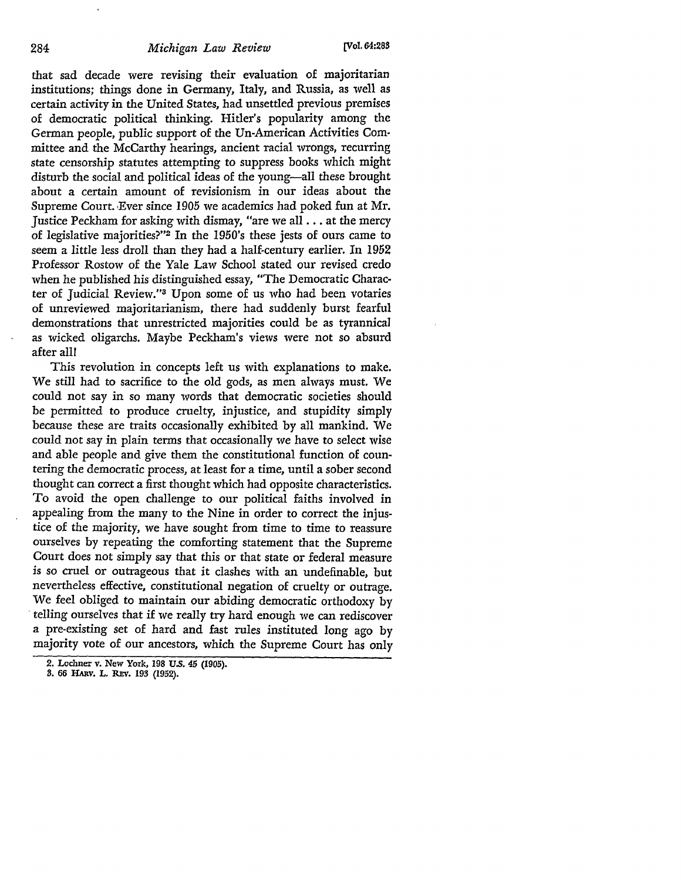that sad decade were revising their evaluation of majoritarian institutions; things done in Germany, Italy, and Russia, as well as certain activity in the United States, had unsettled previous premises of democratic political thinking. Hitler's popularity among the German people, public support of the Un-American Activities Committee and the McCarthy hearings, ancient racial wrongs, recurring state censorship statutes attempting to suppress books which might disturb the social and political ideas of the young—all these brought about a certain amount of revisionism in our ideas about the Supreme Court. Ever since 1905 we academics had poked fun at Mr. Justice Peckham for asking with dismay, "are we all . . . at the mercy of legislative majorities?"[2] In the 1950's these jests of ours came to seem a little less droll than they had a half-century earlier. In 1952 Professor Rostow of the Yale Law School stated our revised credo when he published his distinguished essay, "The Democratic Character of Judicial Review."[3] Upon some of us who had been votaries of unreviewed majoritarianism, there had suddenly burst fearful demonstrations that unrestricted majorities could be as tyrannical as wicked oligarchs. Maybe Peckham's views were not so absurd after all!

This revolution in concepts left us with explanations to make. We still had to sacrifice to the old gods, as men always must. We could not say in so many words that democratic societies should be permitted to produce cruelty, injustice, and stupidity simply because these are traits occasionally exhibited by all mankind. We could not say in plain terms that occasionally we have to select wise and able people and give them the constitutional function of countering the democratic process, at least for a time, until a sober second thought can correct a first thought which had opposite characteristics. To avoid the open challenge to our political faiths involved in appealing from the many to the Nine in order to correct the injustice of the majority, we have sought from time to time to reassure ourselves by repeating the comforting statement that the Supreme Court does not simply say that this or that state or federal measure is so cruel or outrageous that it clashes with an undefinable, but nevertheless effective, constitutional negation of cruelty or outrage. We feel obliged to maintain our abiding democratic orthodoxy by telling ourselves that if we really try hard enough we can rediscover a pre-existing set of hard and fast rules instituted long ago by majority vote of our ancestors, which the Supreme Court has only

2. Lochner v. New York, 198 U.S. 45 (1905).
3. 66 Harv. L. Rev. 193 (1952).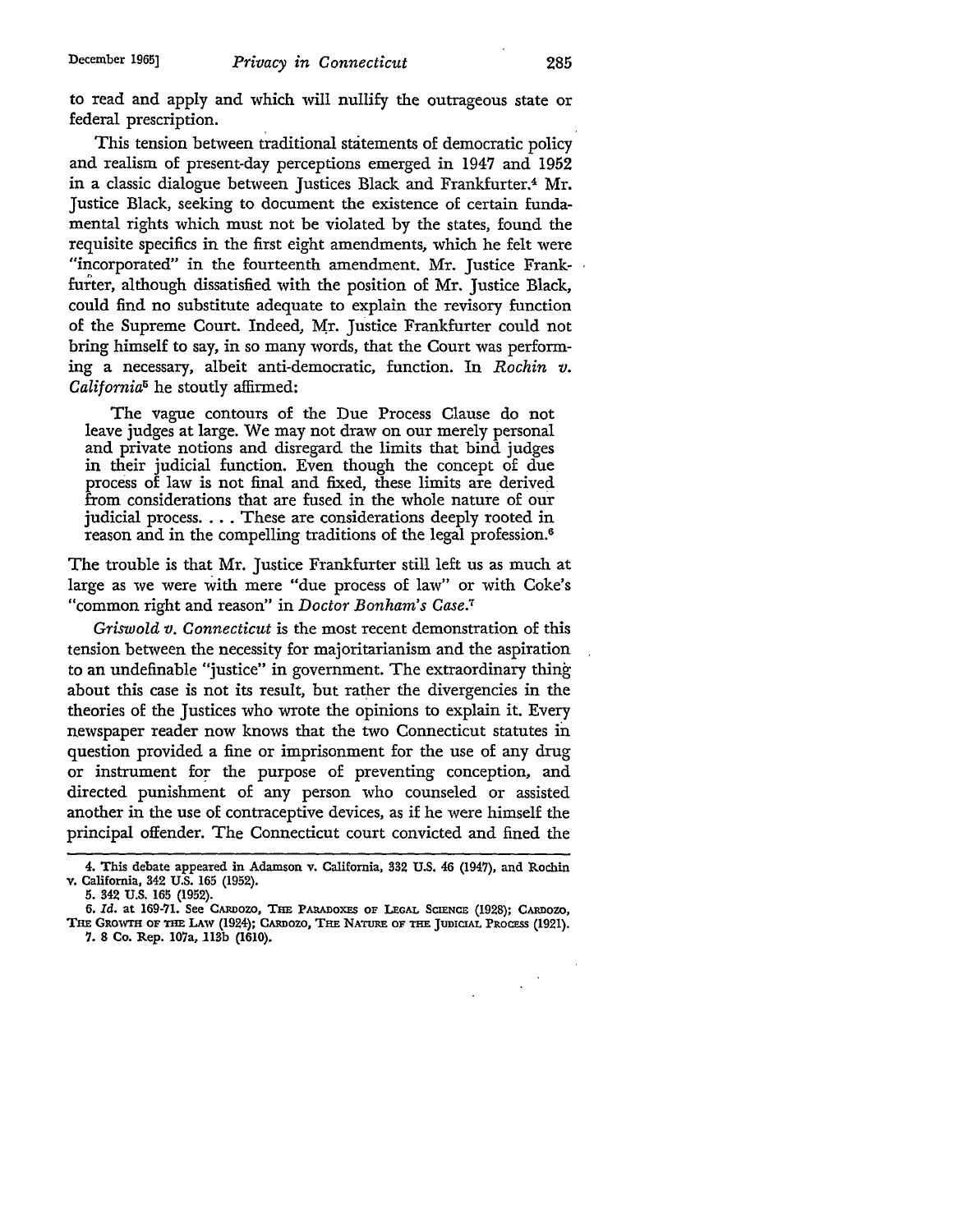to read and apply and which will nullify the outrageous state or federal prescription.

This tension between traditional statements of democratic policy and realism of present-day perceptions emerged in 1947 and 1952 in a classic dialogue between Justices Black and Frankfurter.[4] Mr. Justice Black, seeking to document the existence of certain fundamental rights which must not be violated by the states, found the requisite specifics in the first eight amendments, which he felt were "incorporated" in the fourteenth amendment. Mr. Justice Frankfurter, although dissatisfied with the position of Mr. Justice Black, could find no substitute adequate to explain the revisory function of the Supreme Court. Indeed, Mr. Justice Frankfurter could not bring himself to say, in so many words, that the Court was performing a necessary, albeit anti-democratic, function. In *Rochin v. California*[5] he stoutly affirmed:

> The vague contours of the Due Process Clause do not leave judges at large. We may not draw on our merely personal and private notions and disregard the limits that bind judges in their judicial function. Even though the concept of due process of law is not final and fixed, these limits are derived from considerations that are fused in the whole nature of our judicial process. . . . These are considerations deeply rooted in reason and in the compelling traditions of the legal profession.[6]

The trouble is that Mr. Justice Frankfurter still left us as much at large as we were with mere "due process of law" or with Coke's "common right and reason" in *Doctor Bonham's Case*.[7]

*Griswold v. Connecticut* is the most recent demonstration of this tension between the necessity for majoritarianism and the aspiration to an undefinable "justice" in government. The extraordinary thing about this case is not its result, but rather the divergencies in the theories of the Justices who wrote the opinions to explain it. Every newspaper reader now knows that the two Connecticut statutes in question provided a fine or imprisonment for the use of any drug or instrument for the purpose of preventing conception, and directed punishment of any person who counseled or assisted another in the use of contraceptive devices, as if he were himself the principal offender. The Connecticut court convicted and fined the

---

4. This debate appeared in Adamson v. California, 332 U.S. 46 (1947), and Rochin v. California, 342 U.S. 165 (1952).

5. 342 U.S. 165 (1952).

6. *Id.* at 169-71. See CARDOZO, THE PARADOXES OF LEGAL SCIENCE (1928); CARDOZO, THE GROWTH OF THE LAW (1924); CARDOZO, THE NATURE OF THE JUDICIAL PROCESS (1921).

7. 8 Co. Rep. 107a, 113b (1610).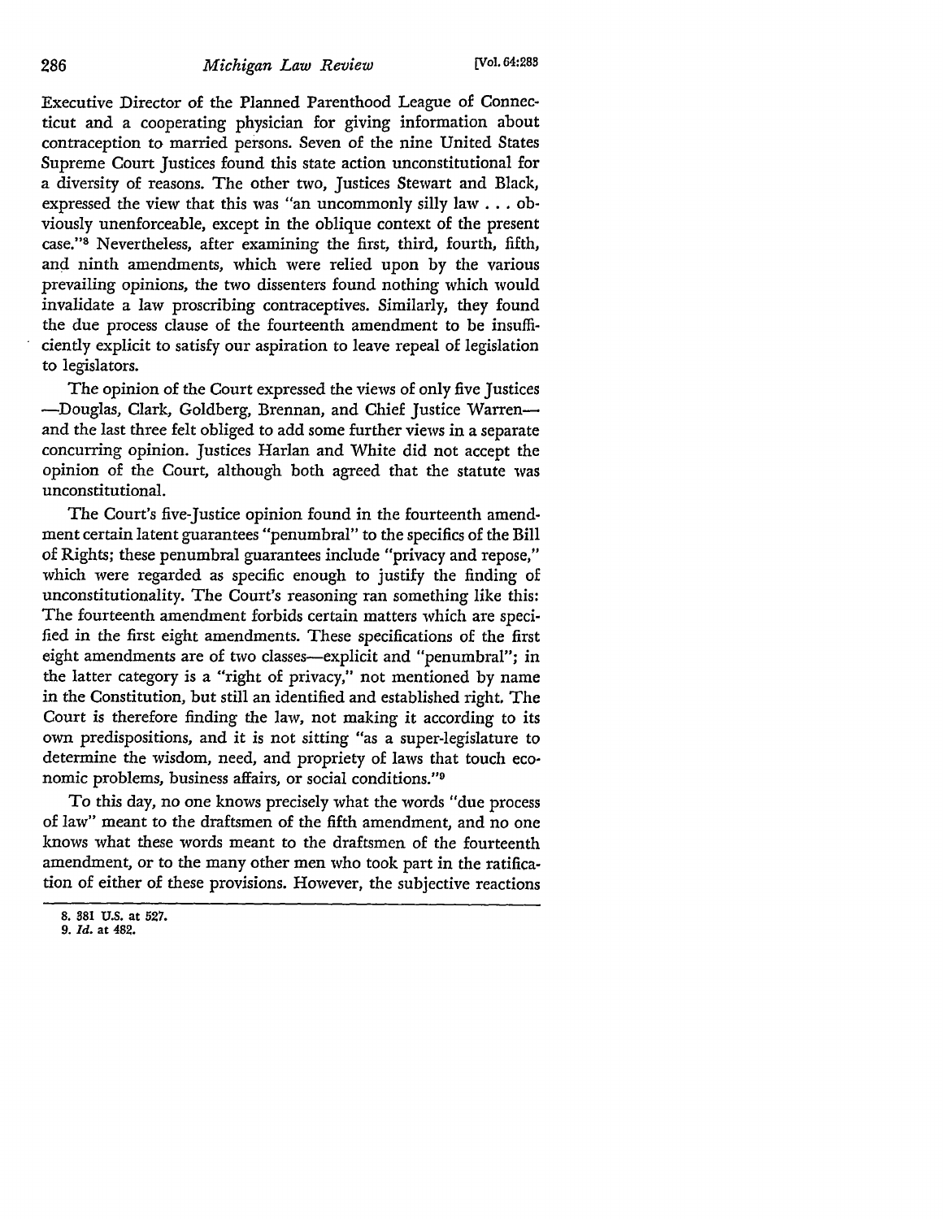Executive Director of the Planned Parenthood League of Connecticut and a cooperating physician for giving information about contraception to married persons. Seven of the nine United States Supreme Court Justices found this state action unconstitutional for a diversity of reasons. The other two, Justices Stewart and Black, expressed the view that this was "an uncommonly silly law . . . obviously unenforceable, except in the oblique context of the present case."[8] Nevertheless, after examining the first, third, fourth, fifth, and ninth amendments, which were relied upon by the various prevailing opinions, the two dissenters found nothing which would invalidate a law proscribing contraceptives. Similarly, they found the due process clause of the fourteenth amendment to be insufficiently explicit to satisfy our aspiration to leave repeal of legislation to legislators.

The opinion of the Court expressed the views of only five Justices —Douglas, Clark, Goldberg, Brennan, and Chief Justice Warren— and the last three felt obliged to add some further views in a separate concurring opinion. Justices Harlan and White did not accept the opinion of the Court, although both agreed that the statute was unconstitutional.

The Court's five-Justice opinion found in the fourteenth amendment certain latent guarantees "penumbral" to the specifics of the Bill of Rights; these penumbral guarantees include "privacy and repose," which were regarded as specific enough to justify the finding of unconstitutionality. The Court's reasoning ran something like this: The fourteenth amendment forbids certain matters which are specified in the first eight amendments. These specifications of the first eight amendments are of two classes—explicit and "penumbral"; in the latter category is a "right of privacy," not mentioned by name in the Constitution, but still an identified and established right. The Court is therefore finding the law, not making it according to its own predispositions, and it is not sitting "as a super-legislature to determine the wisdom, need, and propriety of laws that touch economic problems, business affairs, or social conditions."[9]

To this day, no one knows precisely what the words "due process of law" meant to the draftsmen of the fifth amendment, and no one knows what these words meant to the draftsmen of the fourteenth amendment, or to the many other men who took part in the ratification of either of these provisions. However, the subjective reactions

8. 381 U.S. at 527.
9. *Id.* at 482.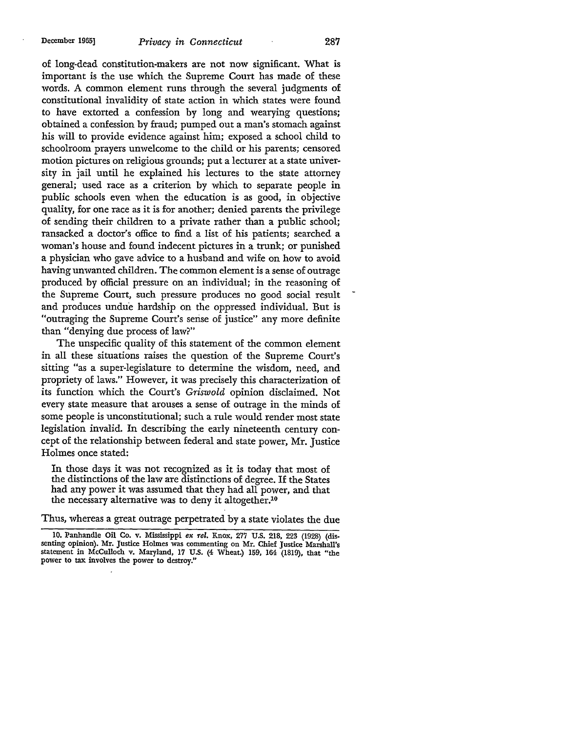of long-dead constitution-makers are not now significant. What is important is the use which the Supreme Court has made of these words. A common element runs through the several judgments of constitutional invalidity of state action in which states were found to have extorted a confession by long and wearying questions; obtained a confession by fraud; pumped out a man's stomach against his will to provide evidence against him; exposed a school child to schoolroom prayers unwelcome to the child or his parents; censored motion pictures on religious grounds; put a lecturer at a state university in jail until he explained his lectures to the state attorney general; used race as a criterion by which to separate people in public schools even when the education is as good, in objective quality, for one race as it is for another; denied parents the privilege of sending their children to a private rather than a public school; ransacked a doctor's office to find a list of his patients; searched a woman's house and found indecent pictures in a trunk; or punished a physician who gave advice to a husband and wife on how to avoid having unwanted children. The common element is a sense of outrage produced by official pressure on an individual; in the reasoning of the Supreme Court, such pressure produces no good social result and produces undue hardship on the oppressed individual. But is "outraging the Supreme Court's sense of justice" any more definite than "denying due process of law?"

The unspecific quality of this statement of the common element in all these situations raises the question of the Supreme Court's sitting "as a super-legislature to determine the wisdom, need, and propriety of laws." However, it was precisely this characterization of its function which the Court's *Griswold* opinion disclaimed. Not every state measure that arouses a sense of outrage in the minds of some people is unconstitutional; such a rule would render most state legislation invalid. In describing the early nineteenth century concept of the relationship between federal and state power, Mr. Justice Holmes once stated:

> In those days it was not recognized as it is today that most of the distinctions of the law are distinctions of degree. If the States had any power it was assumed that they had all power, and that the necessary alternative was to deny it altogether.[10]

Thus, whereas a great outrage perpetrated by a state violates the due

---

10. Panhandle Oil Co. v. Mississippi *ex rel.* Knox, 277 U.S. 218, 223 (1928) (dissenting opinion). Mr. Justice Holmes was commenting on Mr. Chief Justice Marshall's statement in McCulloch v. Maryland, 17 U.S. (4 Wheat.) 159, 164 (1819), that "the power to tax involves the power to destroy."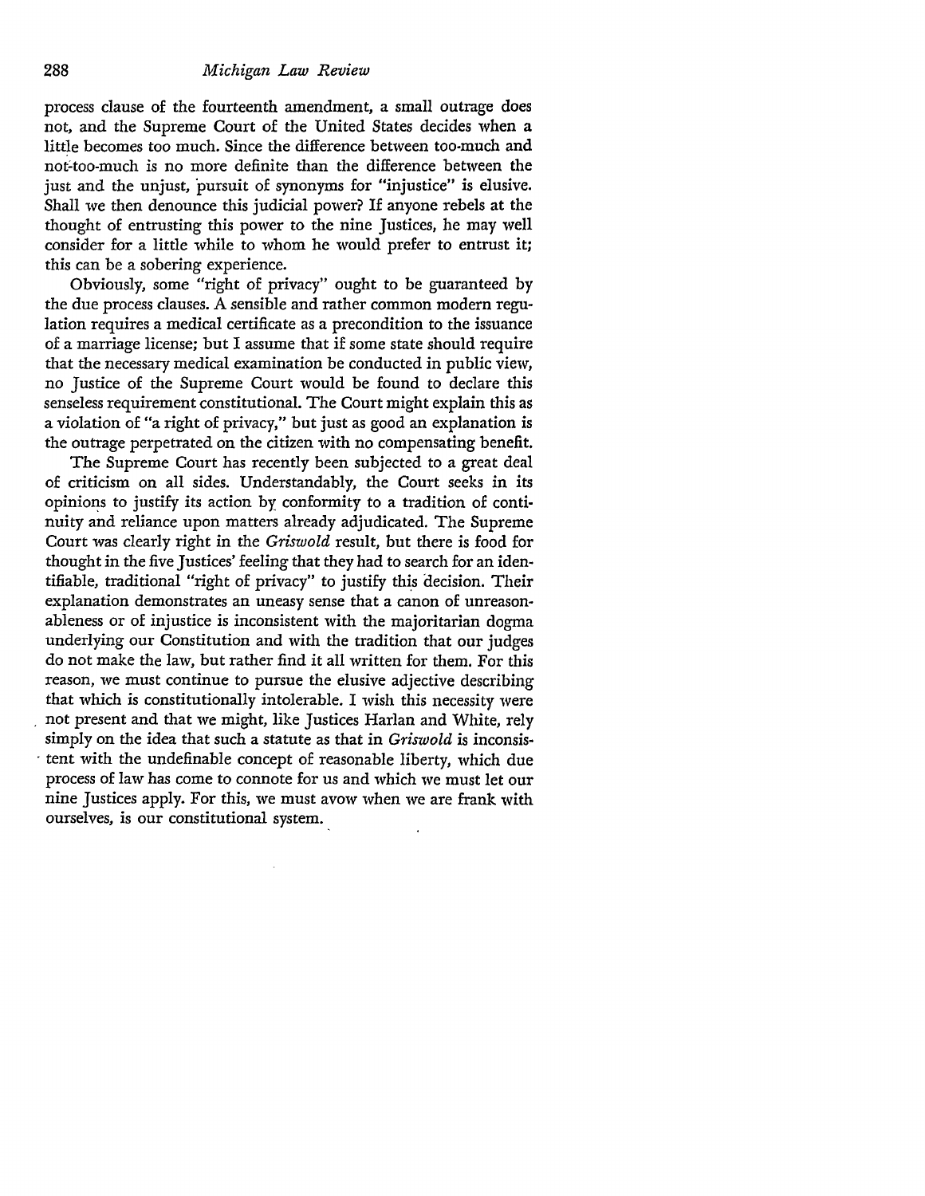process clause of the fourteenth amendment, a small outrage does not, and the Supreme Court of the United States decides when a little becomes too much. Since the difference between too-much and not-too-much is no more definite than the difference between the just and the unjust, pursuit of synonyms for "injustice" is elusive. Shall we then denounce this judicial power? If anyone rebels at the thought of entrusting this power to the nine Justices, he may well consider for a little while to whom he would prefer to entrust it; this can be a sobering experience.

Obviously, some "right of privacy" ought to be guaranteed by the due process clauses. A sensible and rather common modern regulation requires a medical certificate as a precondition to the issuance of a marriage license; but I assume that if some state should require that the necessary medical examination be conducted in public view, no Justice of the Supreme Court would be found to declare this senseless requirement constitutional. The Court might explain this as a violation of "a right of privacy," but just as good an explanation is the outrage perpetrated on the citizen with no compensating benefit.

The Supreme Court has recently been subjected to a great deal of criticism on all sides. Understandably, the Court seeks in its opinions to justify its action by conformity to a tradition of continuity and reliance upon matters already adjudicated. The Supreme Court was clearly right in the *Griswold* result, but there is food for thought in the five Justices' feeling that they had to search for an identifiable, traditional "right of privacy" to justify this decision. Their explanation demonstrates an uneasy sense that a canon of unreasonableness or of injustice is inconsistent with the majoritarian dogma underlying our Constitution and with the tradition that our judges do not make the law, but rather find it all written for them. For this reason, we must continue to pursue the elusive adjective describing that which is constitutionally intolerable. I wish this necessity were not present and that we might, like Justices Harlan and White, rely simply on the idea that such a statute as that in *Griswold* is inconsistent with the undefinable concept of reasonable liberty, which due process of law has come to connote for us and which we must let our nine Justices apply. For this, we must avow when we are frank with ourselves, is our constitutional system.